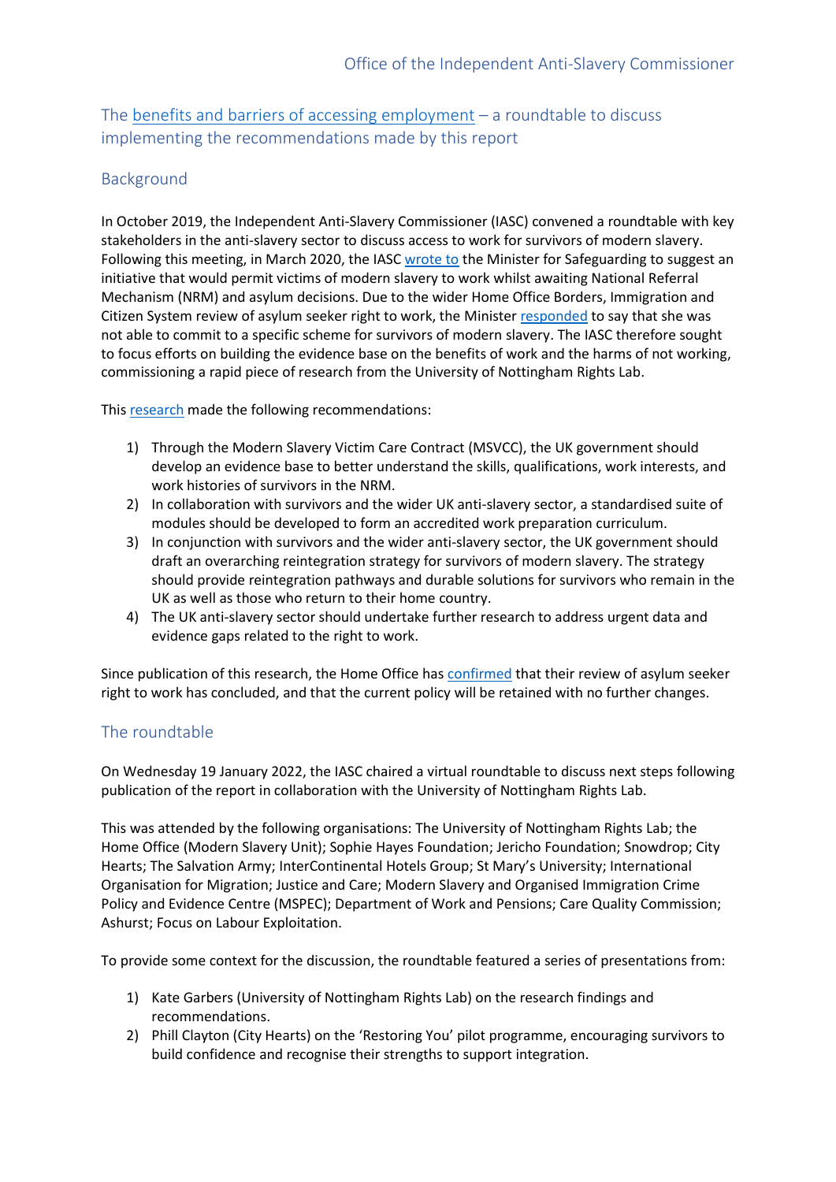## The benefits and barriers of accessing employment – a roundtable to discuss implementing the recommendations made by this report

### Background

In October 2019, the Independent Anti-Slavery Commissioner (IASC) convened a roundtable with key stakeholders in the anti-slavery sector to discuss access to work for survivors of modern slavery. Following this meeting, in March 2020, the IASC wrote to the Minister for Safeguarding to suggest an initiative that would permit victims of modern slavery to work whilst awaiting National Referral Mechanism (NRM) and asylum decisions. Due to the wider Home Office Borders, Immigration and Citizen System review of asylum seeker right to work, the Minister responded to say that she was not able to commit to a specific scheme for survivors of modern slavery. The IASC therefore sought to focus efforts on building the evidence base on the benefits of work and the harms of not working, commissioning a rapid piece of research from the University of Nottingham Rights Lab.

This research made the following recommendations:

1) Through the Modern Slavery Victim Care Contract (MSVCC), the UK government should develop an evidence base to better understand the skills, qualifications, work interests, and work histories of survivors in the NRM.
2) In collaboration with survivors and the wider UK anti-slavery sector, a standardised suite of modules should be developed to form an accredited work preparation curriculum.
3) In conjunction with survivors and the wider anti-slavery sector, the UK government should draft an overarching reintegration strategy for survivors of modern slavery. The strategy should provide reintegration pathways and durable solutions for survivors who remain in the UK as well as those who return to their home country.
4) The UK anti-slavery sector should undertake further research to address urgent data and evidence gaps related to the right to work.

Since publication of this research, the Home Office has confirmed that their review of asylum seeker right to work has concluded, and that the current policy will be retained with no further changes.

### The roundtable

On Wednesday 19 January 2022, the IASC chaired a virtual roundtable to discuss next steps following publication of the report in collaboration with the University of Nottingham Rights Lab.

This was attended by the following organisations: The University of Nottingham Rights Lab; the Home Office (Modern Slavery Unit); Sophie Hayes Foundation; Jericho Foundation; Snowdrop; City Hearts; The Salvation Army; InterContinental Hotels Group; St Mary's University; International Organisation for Migration; Justice and Care; Modern Slavery and Organised Immigration Crime Policy and Evidence Centre (MSPEC); Department of Work and Pensions; Care Quality Commission; Ashurst; Focus on Labour Exploitation.

To provide some context for the discussion, the roundtable featured a series of presentations from:

1) Kate Garbers (University of Nottingham Rights Lab) on the research findings and recommendations.
2) Phill Clayton (City Hearts) on the 'Restoring You' pilot programme, encouraging survivors to build confidence and recognise their strengths to support integration.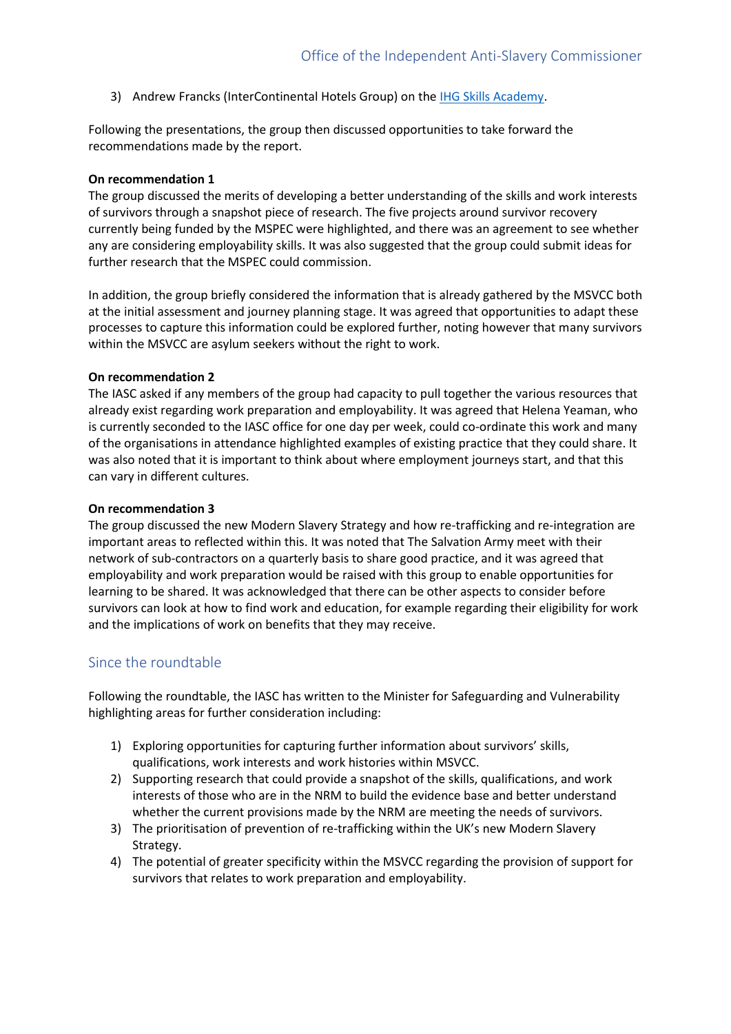3) Andrew Francks (InterContinental Hotels Group) on the IHG Skills Academy.

Following the presentations, the group then discussed opportunities to take forward the recommendations made by the report.

**On recommendation 1**

The group discussed the merits of developing a better understanding of the skills and work interests of survivors through a snapshot piece of research. The five projects around survivor recovery currently being funded by the MSPEC were highlighted, and there was an agreement to see whether any are considering employability skills. It was also suggested that the group could submit ideas for further research that the MSPEC could commission.

In addition, the group briefly considered the information that is already gathered by the MSVCC both at the initial assessment and journey planning stage. It was agreed that opportunities to adapt these processes to capture this information could be explored further, noting however that many survivors within the MSVCC are asylum seekers without the right to work.

**On recommendation 2**

The IASC asked if any members of the group had capacity to pull together the various resources that already exist regarding work preparation and employability. It was agreed that Helena Yeaman, who is currently seconded to the IASC office for one day per week, could co-ordinate this work and many of the organisations in attendance highlighted examples of existing practice that they could share. It was also noted that it is important to think about where employment journeys start, and that this can vary in different cultures.

**On recommendation 3**

The group discussed the new Modern Slavery Strategy and how re-trafficking and re-integration are important areas to reflected within this. It was noted that The Salvation Army meet with their network of sub-contractors on a quarterly basis to share good practice, and it was agreed that employability and work preparation would be raised with this group to enable opportunities for learning to be shared. It was acknowledged that there can be other aspects to consider before survivors can look at how to find work and education, for example regarding their eligibility for work and the implications of work on benefits that they may receive.

## Since the roundtable

Following the roundtable, the IASC has written to the Minister for Safeguarding and Vulnerability highlighting areas for further consideration including:

1) Exploring opportunities for capturing further information about survivors' skills, qualifications, work interests and work histories within MSVCC.
2) Supporting research that could provide a snapshot of the skills, qualifications, and work interests of those who are in the NRM to build the evidence base and better understand whether the current provisions made by the NRM are meeting the needs of survivors.
3) The prioritisation of prevention of re-trafficking within the UK's new Modern Slavery Strategy.
4) The potential of greater specificity within the MSVCC regarding the provision of support for survivors that relates to work preparation and employability.